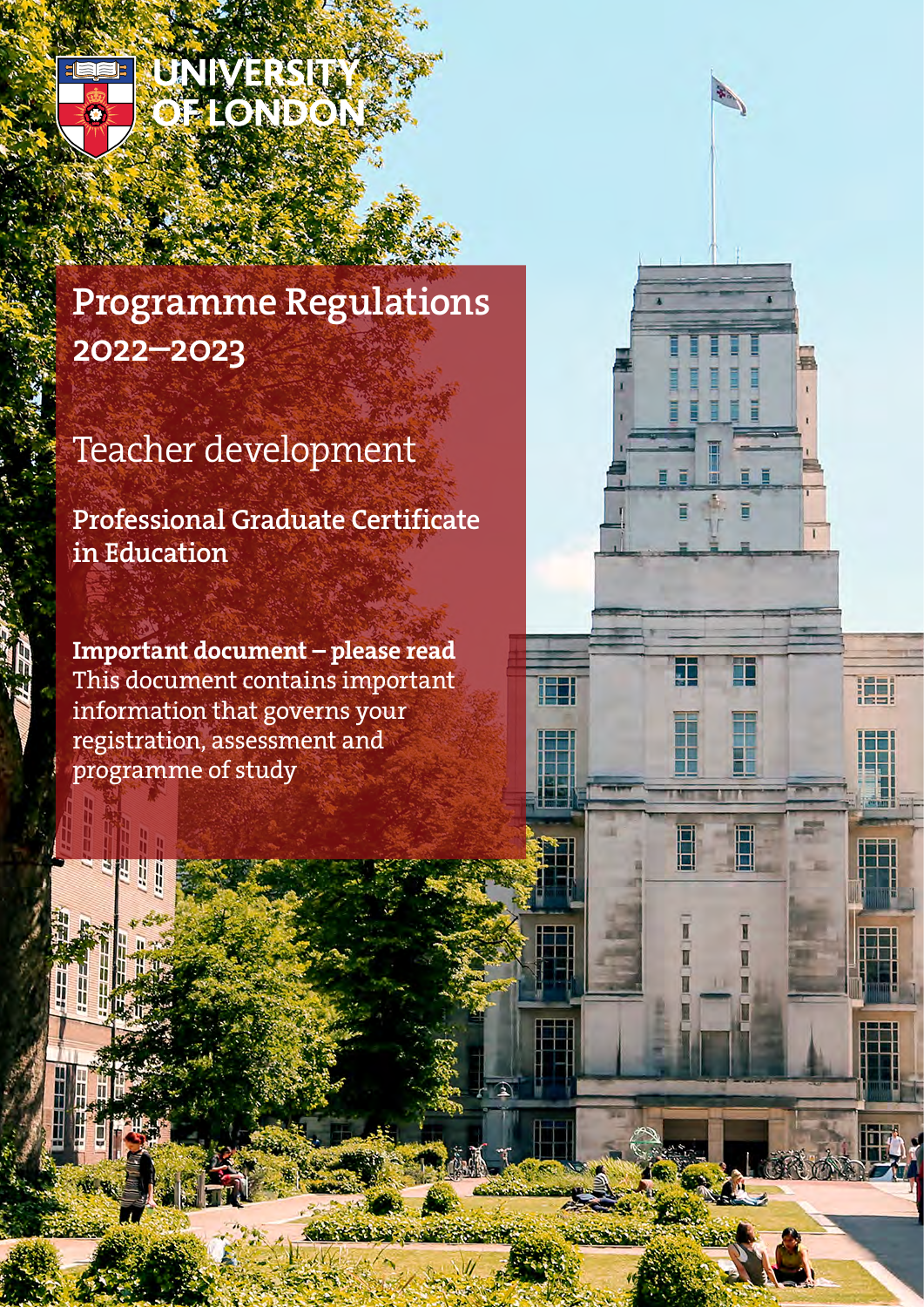UNIVERSITY OF LONDON

# Programme Regulations 2022–2023

## Teacher development

### Professional Graduate Certificate in Education

**Important document – please read**
This document contains important information that governs your registration, assessment and programme of study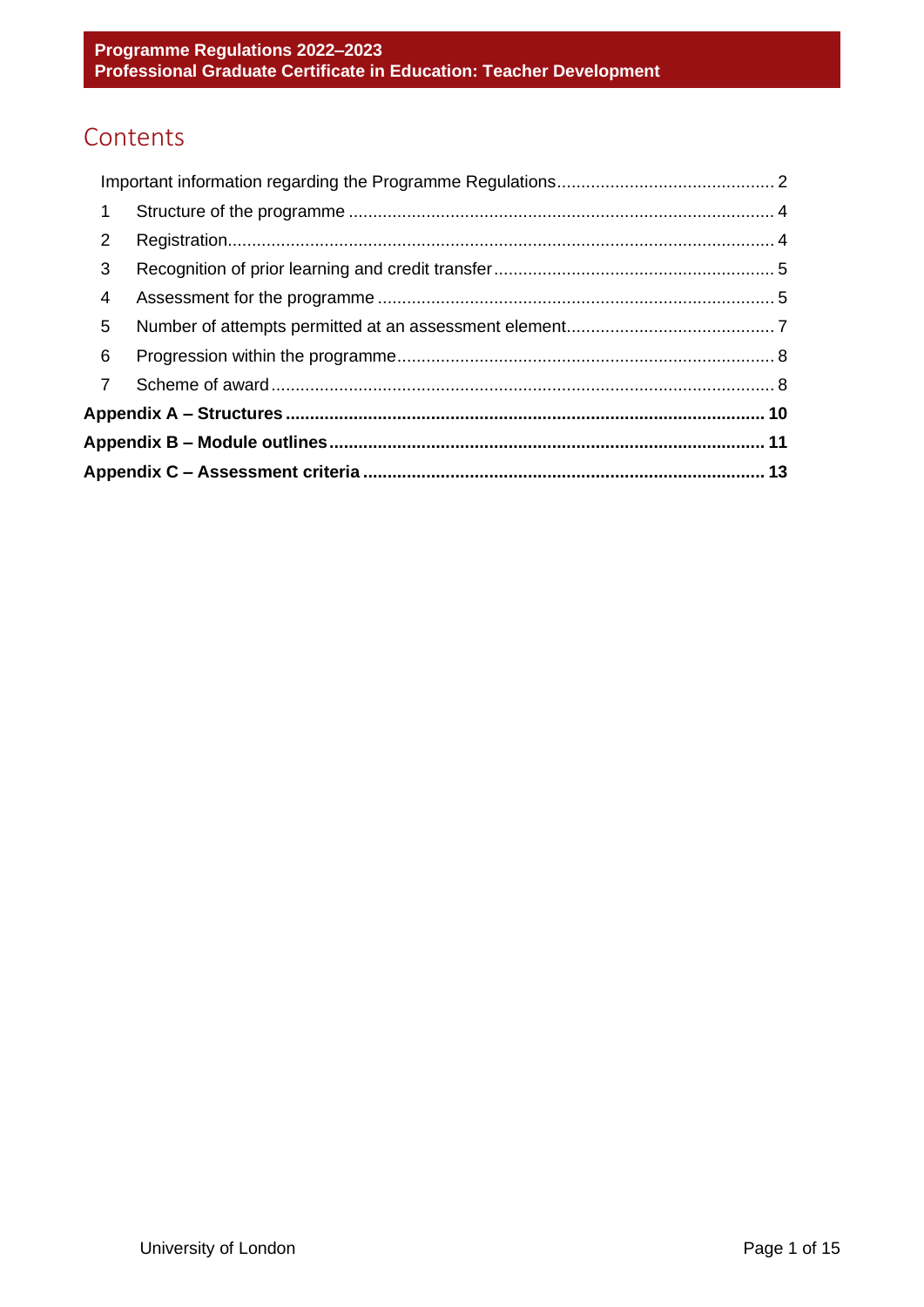# Contents

Important information regarding the Programme Regulations ............ 2

1 Structure of the programme ............ 4

2 Registration ............ 4

3 Recognition of prior learning and credit transfer ............ 5

4 Assessment for the programme ............ 5

5 Number of attempts permitted at an assessment element ............ 7

6 Progression within the programme ............ 8

7 Scheme of award ............ 8

**Appendix A – Structures ............ 10**

**Appendix B – Module outlines ............ 11**

**Appendix C – Assessment criteria ............ 13**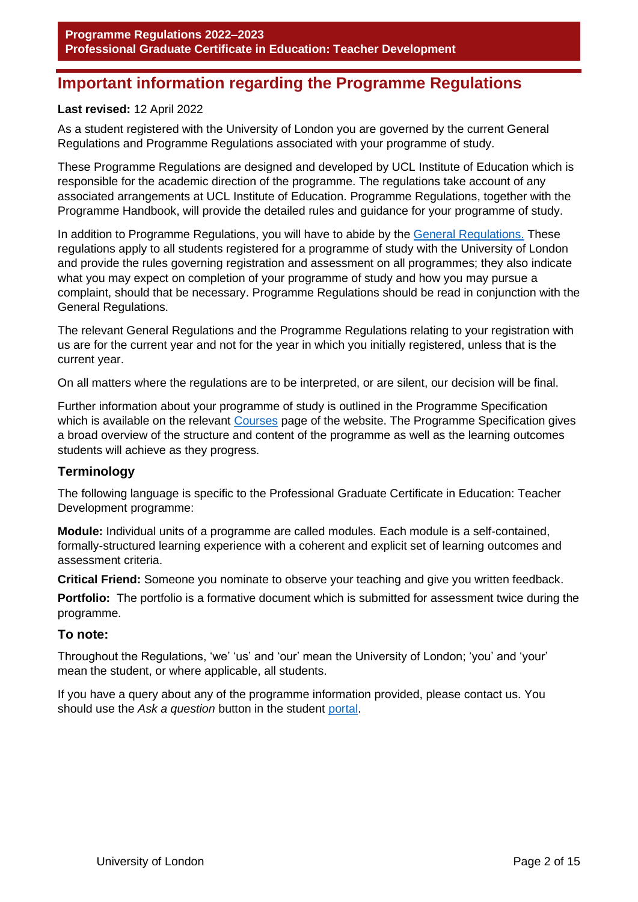# Important information regarding the Programme Regulations

**Last revised:** 12 April 2022

As a student registered with the University of London you are governed by the current General Regulations and Programme Regulations associated with your programme of study.

These Programme Regulations are designed and developed by UCL Institute of Education which is responsible for the academic direction of the programme. The regulations take account of any associated arrangements at UCL Institute of Education. Programme Regulations, together with the Programme Handbook, will provide the detailed rules and guidance for your programme of study.

In addition to Programme Regulations, you will have to abide by the General Regulations. These regulations apply to all students registered for a programme of study with the University of London and provide the rules governing registration and assessment on all programmes; they also indicate what you may expect on completion of your programme of study and how you may pursue a complaint, should that be necessary. Programme Regulations should be read in conjunction with the General Regulations.

The relevant General Regulations and the Programme Regulations relating to your registration with us are for the current year and not for the year in which you initially registered, unless that is the current year.

On all matters where the regulations are to be interpreted, or are silent, our decision will be final.

Further information about your programme of study is outlined in the Programme Specification which is available on the relevant Courses page of the website. The Programme Specification gives a broad overview of the structure and content of the programme as well as the learning outcomes students will achieve as they progress.

## Terminology

The following language is specific to the Professional Graduate Certificate in Education: Teacher Development programme:

**Module:** Individual units of a programme are called modules. Each module is a self-contained, formally-structured learning experience with a coherent and explicit set of learning outcomes and assessment criteria.

**Critical Friend:** Someone you nominate to observe your teaching and give you written feedback.

**Portfolio:** The portfolio is a formative document which is submitted for assessment twice during the programme.

## To note:

Throughout the Regulations, 'we' 'us' and 'our' mean the University of London; 'you' and 'your' mean the student, or where applicable, all students.

If you have a query about any of the programme information provided, please contact us. You should use the *Ask a question* button in the student portal.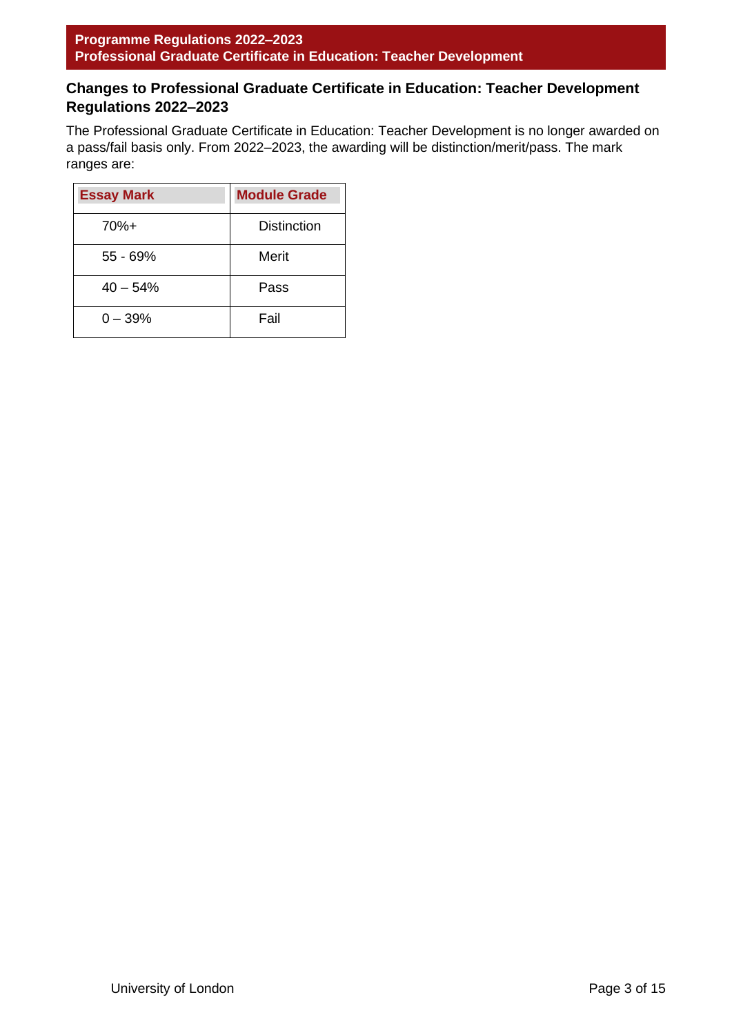## Changes to Professional Graduate Certificate in Education: Teacher Development Regulations 2022–2023

The Professional Graduate Certificate in Education: Teacher Development is no longer awarded on a pass/fail basis only. From 2022–2023, the awarding will be distinction/merit/pass. The mark ranges are:

| Essay Mark | Module Grade |
| --- | --- |
| 70%+ | Distinction |
| 55 - 69% | Merit |
| 40 – 54% | Pass |
| 0 – 39% | Fail |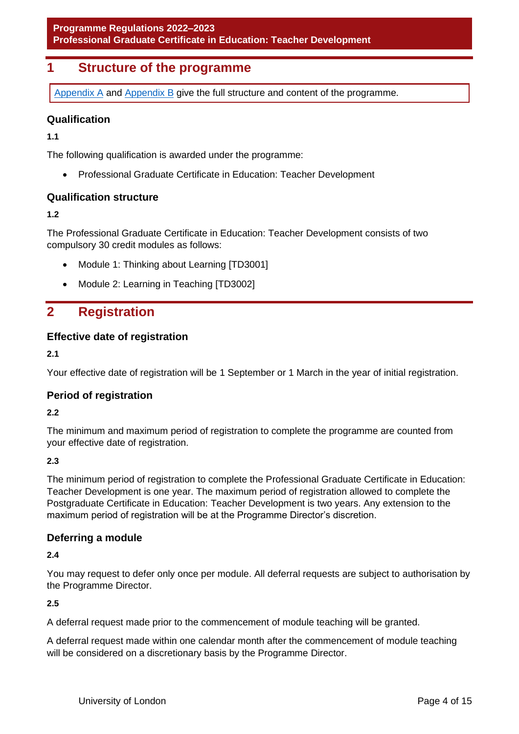# 1 Structure of the programme

Appendix A and Appendix B give the full structure and content of the programme.

### Qualification

**1.1**

The following qualification is awarded under the programme:

- Professional Graduate Certificate in Education: Teacher Development

### Qualification structure

**1.2**

The Professional Graduate Certificate in Education: Teacher Development consists of two compulsory 30 credit modules as follows:

- Module 1: Thinking about Learning [TD3001]
- Module 2: Learning in Teaching [TD3002]

# 2 Registration

### Effective date of registration

**2.1**

Your effective date of registration will be 1 September or 1 March in the year of initial registration.

### Period of registration

**2.2**

The minimum and maximum period of registration to complete the programme are counted from your effective date of registration.

**2.3**

The minimum period of registration to complete the Professional Graduate Certificate in Education: Teacher Development is one year. The maximum period of registration allowed to complete the Postgraduate Certificate in Education: Teacher Development is two years. Any extension to the maximum period of registration will be at the Programme Director's discretion.

### Deferring a module

**2.4**

You may request to defer only once per module. All deferral requests are subject to authorisation by the Programme Director.

**2.5**

A deferral request made prior to the commencement of module teaching will be granted.

A deferral request made within one calendar month after the commencement of module teaching will be considered on a discretionary basis by the Programme Director.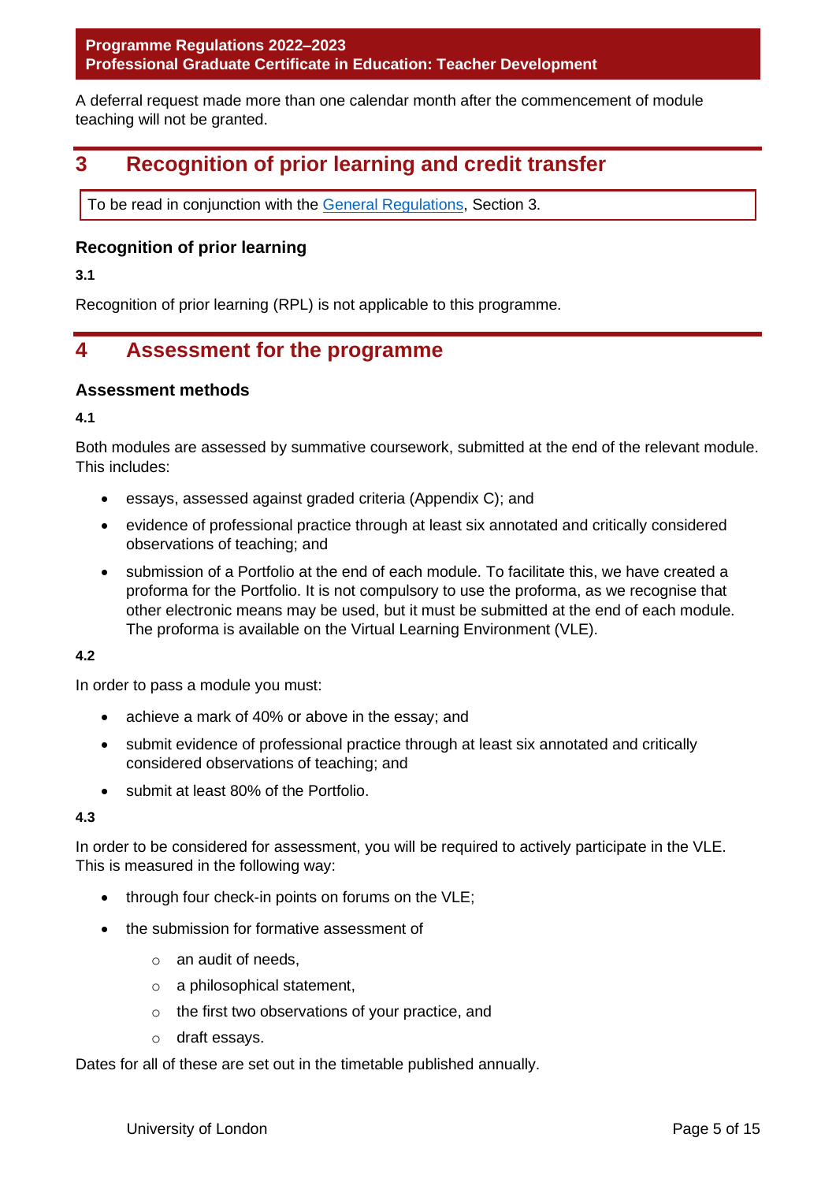A deferral request made more than one calendar month after the commencement of module teaching will not be granted.

## 3 Recognition of prior learning and credit transfer

To be read in conjunction with the General Regulations, Section 3.

### Recognition of prior learning

**3.1**

Recognition of prior learning (RPL) is not applicable to this programme.

## 4 Assessment for the programme

### Assessment methods

**4.1**

Both modules are assessed by summative coursework, submitted at the end of the relevant module. This includes:

- essays, assessed against graded criteria (Appendix C); and
- evidence of professional practice through at least six annotated and critically considered observations of teaching; and
- submission of a Portfolio at the end of each module. To facilitate this, we have created a proforma for the Portfolio. It is not compulsory to use the proforma, as we recognise that other electronic means may be used, but it must be submitted at the end of each module. The proforma is available on the Virtual Learning Environment (VLE).

**4.2**

In order to pass a module you must:

- achieve a mark of 40% or above in the essay; and
- submit evidence of professional practice through at least six annotated and critically considered observations of teaching; and
- submit at least 80% of the Portfolio.

**4.3**

In order to be considered for assessment, you will be required to actively participate in the VLE. This is measured in the following way:

- through four check-in points on forums on the VLE;
- the submission for formative assessment of
  - an audit of needs,
  - a philosophical statement,
  - the first two observations of your practice, and
  - draft essays.

Dates for all of these are set out in the timetable published annually.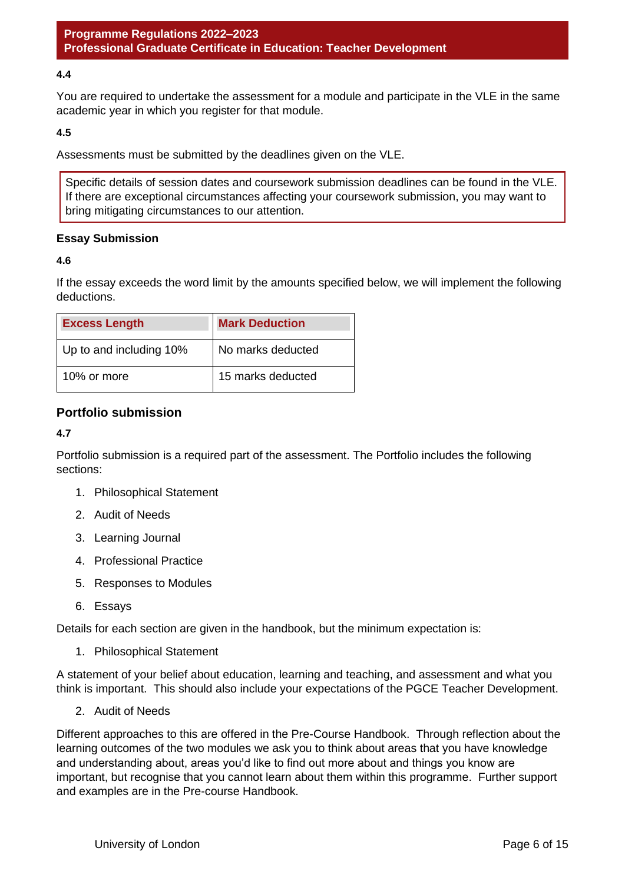**4.4**

You are required to undertake the assessment for a module and participate in the VLE in the same academic year in which you register for that module.

**4.5**

Assessments must be submitted by the deadlines given on the VLE.

Specific details of session dates and coursework submission deadlines can be found in the VLE. If there are exceptional circumstances affecting your coursework submission, you may want to bring mitigating circumstances to our attention.

### Essay Submission

**4.6**

If the essay exceeds the word limit by the amounts specified below, we will implement the following deductions.

| Excess Length | Mark Deduction |
|---|---|
| Up to and including 10% | No marks deducted |
| 10% or more | 15 marks deducted |

## Portfolio submission

**4.7**

Portfolio submission is a required part of the assessment. The Portfolio includes the following sections:

1. Philosophical Statement
2. Audit of Needs
3. Learning Journal
4. Professional Practice
5. Responses to Modules
6. Essays

Details for each section are given in the handbook, but the minimum expectation is:

1. Philosophical Statement

A statement of your belief about education, learning and teaching, and assessment and what you think is important. This should also include your expectations of the PGCE Teacher Development.

2. Audit of Needs

Different approaches to this are offered in the Pre-Course Handbook. Through reflection about the learning outcomes of the two modules we ask you to think about areas that you have knowledge and understanding about, areas you'd like to find out more about and things you know are important, but recognise that you cannot learn about them within this programme. Further support and examples are in the Pre-course Handbook.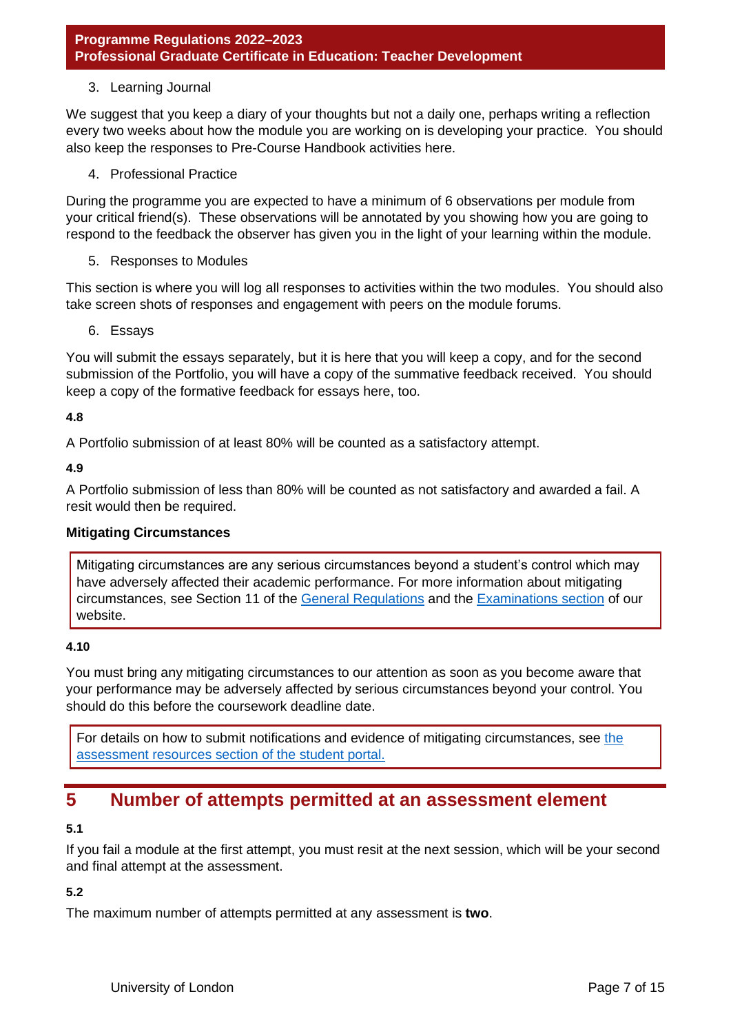3. Learning Journal

We suggest that you keep a diary of your thoughts but not a daily one, perhaps writing a reflection every two weeks about how the module you are working on is developing your practice. You should also keep the responses to Pre-Course Handbook activities here.

4. Professional Practice

During the programme you are expected to have a minimum of 6 observations per module from your critical friend(s). These observations will be annotated by you showing how you are going to respond to the feedback the observer has given you in the light of your learning within the module.

5. Responses to Modules

This section is where you will log all responses to activities within the two modules. You should also take screen shots of responses and engagement with peers on the module forums.

6. Essays

You will submit the essays separately, but it is here that you will keep a copy, and for the second submission of the Portfolio, you will have a copy of the summative feedback received. You should keep a copy of the formative feedback for essays here, too.

**4.8**

A Portfolio submission of at least 80% will be counted as a satisfactory attempt.

**4.9**

A Portfolio submission of less than 80% will be counted as not satisfactory and awarded a fail. A resit would then be required.

**Mitigating Circumstances**

Mitigating circumstances are any serious circumstances beyond a student's control which may have adversely affected their academic performance. For more information about mitigating circumstances, see Section 11 of the General Regulations and the Examinations section of our website.

**4.10**

You must bring any mitigating circumstances to our attention as soon as you become aware that your performance may be adversely affected by serious circumstances beyond your control. You should do this before the coursework deadline date.

For details on how to submit notifications and evidence of mitigating circumstances, see the assessment resources section of the student portal.

## 5 Number of attempts permitted at an assessment element

**5.1**

If you fail a module at the first attempt, you must resit at the next session, which will be your second and final attempt at the assessment.

**5.2**

The maximum number of attempts permitted at any assessment is **two**.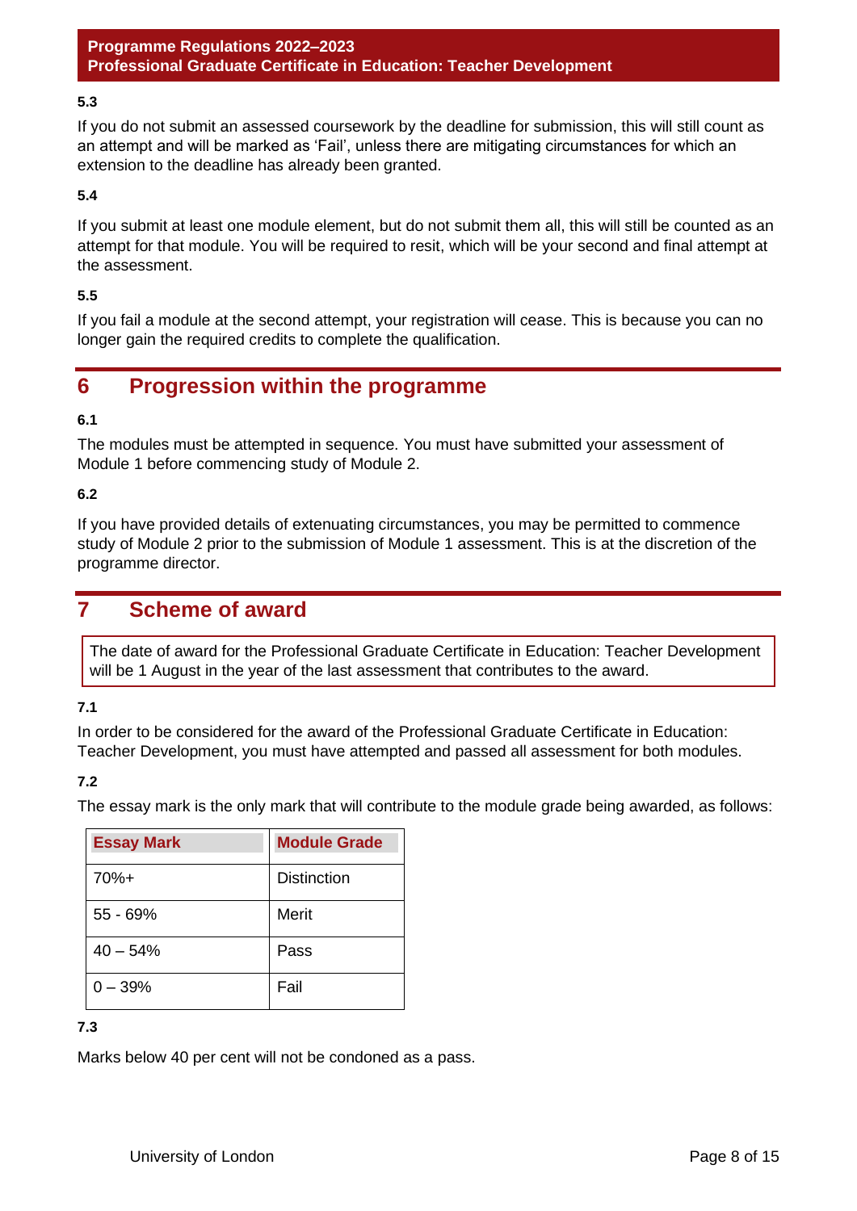**5.3**

If you do not submit an assessed coursework by the deadline for submission, this will still count as an attempt and will be marked as 'Fail', unless there are mitigating circumstances for which an extension to the deadline has already been granted.

**5.4**

If you submit at least one module element, but do not submit them all, this will still be counted as an attempt for that module. You will be required to resit, which will be your second and final attempt at the assessment.

**5.5**

If you fail a module at the second attempt, your registration will cease. This is because you can no longer gain the required credits to complete the qualification.

## 6 Progression within the programme

**6.1**

The modules must be attempted in sequence. You must have submitted your assessment of Module 1 before commencing study of Module 2.

**6.2**

If you have provided details of extenuating circumstances, you may be permitted to commence study of Module 2 prior to the submission of Module 1 assessment. This is at the discretion of the programme director.

## 7 Scheme of award

The date of award for the Professional Graduate Certificate in Education: Teacher Development will be 1 August in the year of the last assessment that contributes to the award.

**7.1**

In order to be considered for the award of the Professional Graduate Certificate in Education: Teacher Development, you must have attempted and passed all assessment for both modules.

**7.2**

The essay mark is the only mark that will contribute to the module grade being awarded, as follows:

| Essay Mark | Module Grade |
|---|---|
| 70%+ | Distinction |
| 55 - 69% | Merit |
| 40 – 54% | Pass |
| 0 – 39% | Fail |

**7.3**

Marks below 40 per cent will not be condoned as a pass.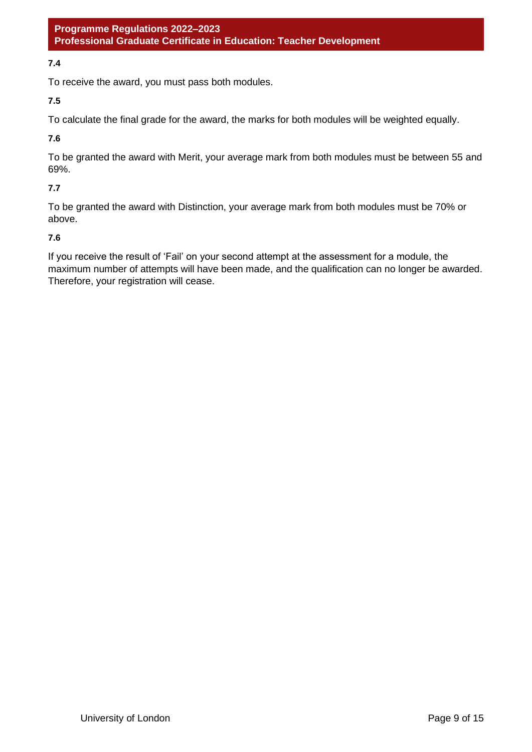**7.4**

To receive the award, you must pass both modules.

**7.5**

To calculate the final grade for the award, the marks for both modules will be weighted equally.

**7.6**

To be granted the award with Merit, your average mark from both modules must be between 55 and 69%.

**7.7**

To be granted the award with Distinction, your average mark from both modules must be 70% or above.

**7.6**

If you receive the result of 'Fail' on your second attempt at the assessment for a module, the maximum number of attempts will have been made, and the qualification can no longer be awarded. Therefore, your registration will cease.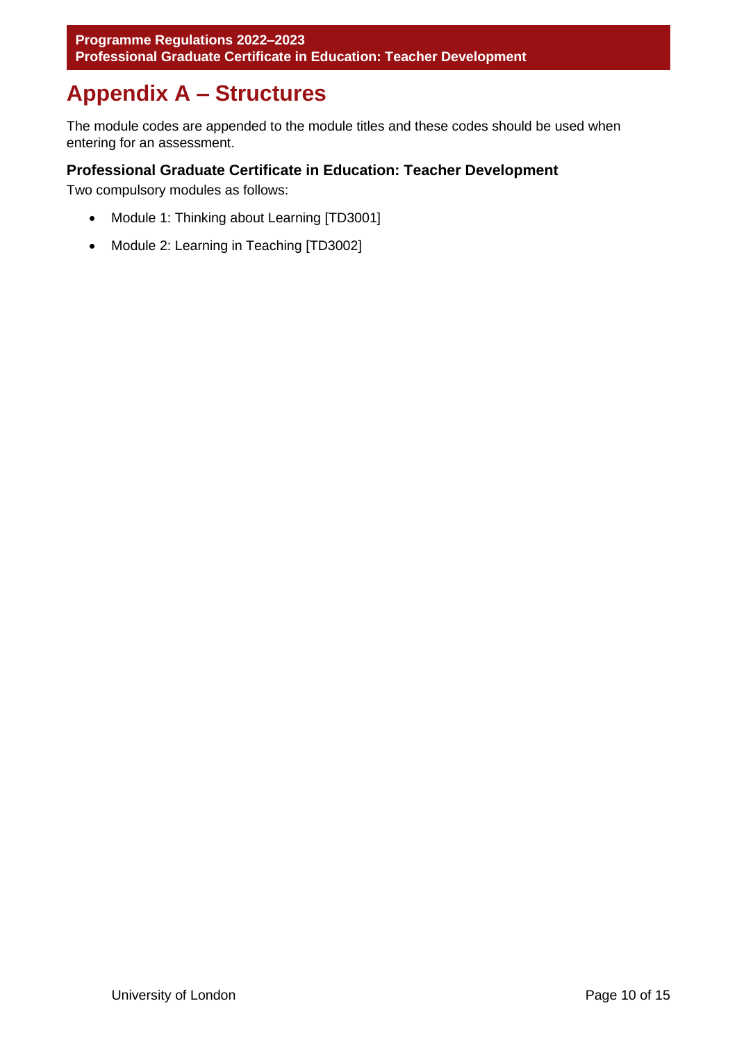# Appendix A – Structures

The module codes are appended to the module titles and these codes should be used when entering for an assessment.

### Professional Graduate Certificate in Education: Teacher Development

Two compulsory modules as follows:

- Module 1: Thinking about Learning [TD3001]
- Module 2: Learning in Teaching [TD3002]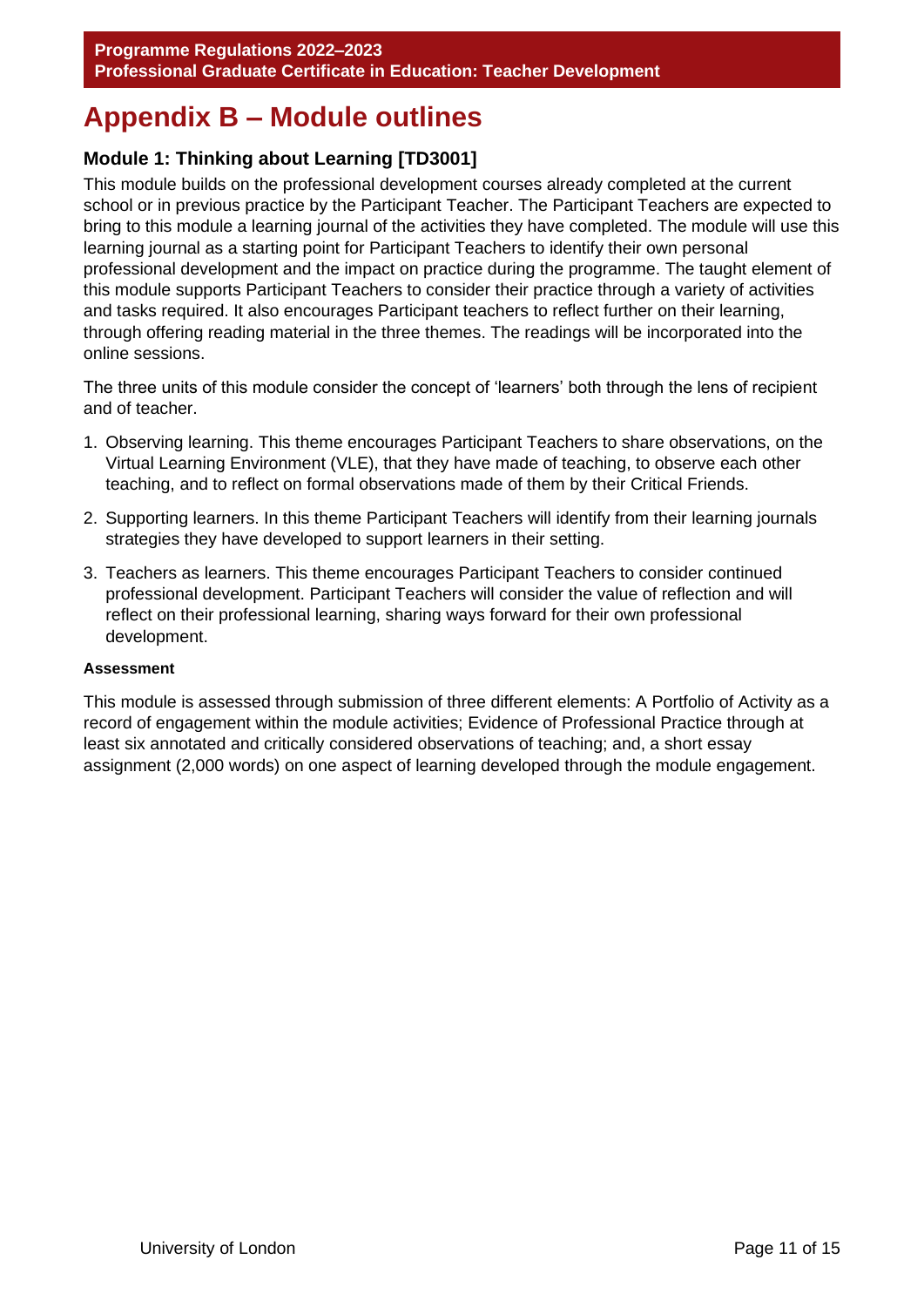# Appendix B – Module outlines

### Module 1: Thinking about Learning [TD3001]

This module builds on the professional development courses already completed at the current school or in previous practice by the Participant Teacher. The Participant Teachers are expected to bring to this module a learning journal of the activities they have completed. The module will use this learning journal as a starting point for Participant Teachers to identify their own personal professional development and the impact on practice during the programme. The taught element of this module supports Participant Teachers to consider their practice through a variety of activities and tasks required. It also encourages Participant teachers to reflect further on their learning, through offering reading material in the three themes. The readings will be incorporated into the online sessions.

The three units of this module consider the concept of 'learners' both through the lens of recipient and of teacher.

1. Observing learning. This theme encourages Participant Teachers to share observations, on the Virtual Learning Environment (VLE), that they have made of teaching, to observe each other teaching, and to reflect on formal observations made of them by their Critical Friends.
2. Supporting learners. In this theme Participant Teachers will identify from their learning journals strategies they have developed to support learners in their setting.
3. Teachers as learners. This theme encourages Participant Teachers to consider continued professional development. Participant Teachers will consider the value of reflection and will reflect on their professional learning, sharing ways forward for their own professional development.

#### Assessment

This module is assessed through submission of three different elements: A Portfolio of Activity as a record of engagement within the module activities; Evidence of Professional Practice through at least six annotated and critically considered observations of teaching; and, a short essay assignment (2,000 words) on one aspect of learning developed through the module engagement.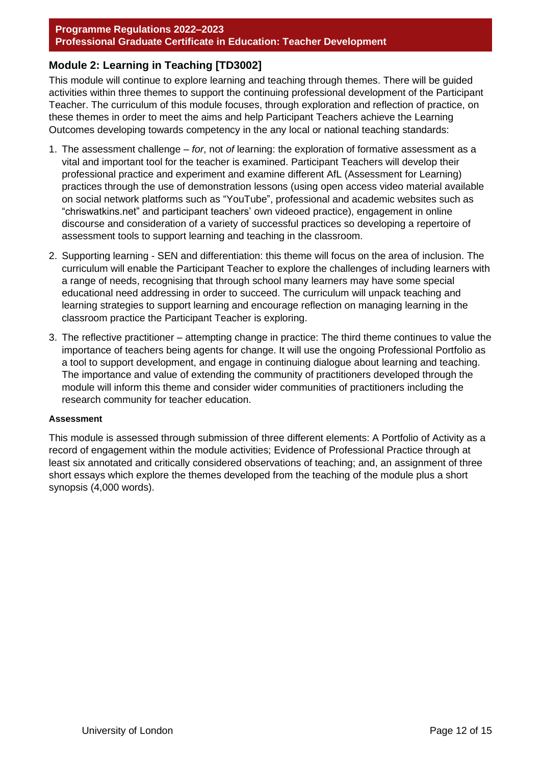## Module 2: Learning in Teaching [TD3002]

This module will continue to explore learning and teaching through themes. There will be guided activities within three themes to support the continuing professional development of the Participant Teacher. The curriculum of this module focuses, through exploration and reflection of practice, on these themes in order to meet the aims and help Participant Teachers achieve the Learning Outcomes developing towards competency in the any local or national teaching standards:

1. The assessment challenge – *for*, not *of* learning: the exploration of formative assessment as a vital and important tool for the teacher is examined. Participant Teachers will develop their professional practice and experiment and examine different AfL (Assessment for Learning) practices through the use of demonstration lessons (using open access video material available on social network platforms such as "YouTube", professional and academic websites such as "chriswatkins.net" and participant teachers' own videoed practice), engagement in online discourse and consideration of a variety of successful practices so developing a repertoire of assessment tools to support learning and teaching in the classroom.
2. Supporting learning - SEN and differentiation: this theme will focus on the area of inclusion. The curriculum will enable the Participant Teacher to explore the challenges of including learners with a range of needs, recognising that through school many learners may have some special educational need addressing in order to succeed. The curriculum will unpack teaching and learning strategies to support learning and encourage reflection on managing learning in the classroom practice the Participant Teacher is exploring.
3. The reflective practitioner – attempting change in practice: The third theme continues to value the importance of teachers being agents for change. It will use the ongoing Professional Portfolio as a tool to support development, and engage in continuing dialogue about learning and teaching. The importance and value of extending the community of practitioners developed through the module will inform this theme and consider wider communities of practitioners including the research community for teacher education.

#### Assessment

This module is assessed through submission of three different elements: A Portfolio of Activity as a record of engagement within the module activities; Evidence of Professional Practice through at least six annotated and critically considered observations of teaching; and, an assignment of three short essays which explore the themes developed from the teaching of the module plus a short synopsis (4,000 words).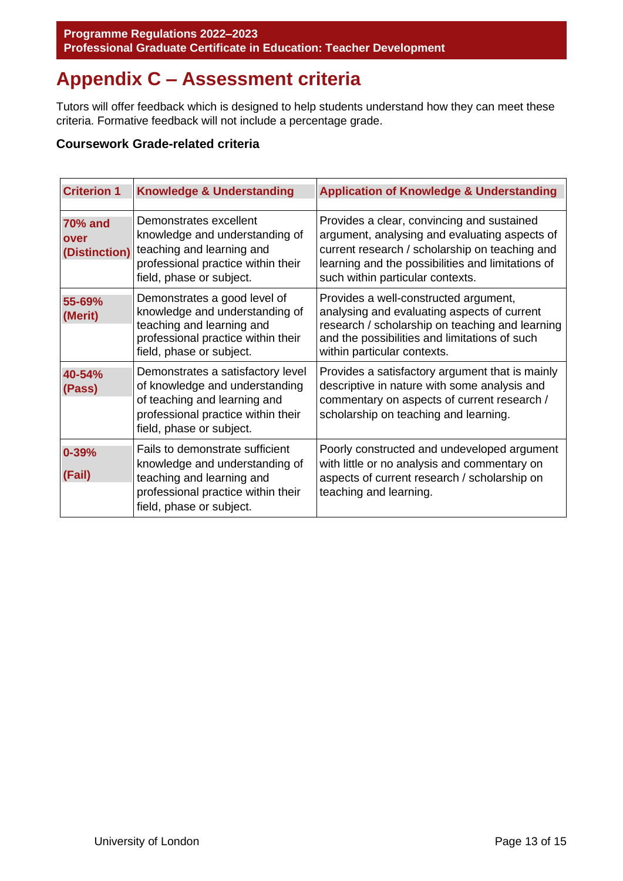# Appendix C – Assessment criteria

Tutors will offer feedback which is designed to help students understand how they can meet these criteria. Formative feedback will not include a percentage grade.

**Coursework Grade-related criteria**

| Criterion 1 | Knowledge & Understanding | Application of Knowledge & Understanding |
|---|---|---|
| **70% and over (Distinction)** | Demonstrates excellent knowledge and understanding of teaching and learning and professional practice within their field, phase or subject. | Provides a clear, convincing and sustained argument, analysing and evaluating aspects of current research / scholarship on teaching and learning and the possibilities and limitations of such within particular contexts. |
| **55-69% (Merit)** | Demonstrates a good level of knowledge and understanding of teaching and learning and professional practice within their field, phase or subject. | Provides a well-constructed argument, analysing and evaluating aspects of current research / scholarship on teaching and learning and the possibilities and limitations of such within particular contexts. |
| **40-54% (Pass)** | Demonstrates a satisfactory level of knowledge and understanding of teaching and learning and professional practice within their field, phase or subject. | Provides a satisfactory argument that is mainly descriptive in nature with some analysis and commentary on aspects of current research / scholarship on teaching and learning. |
| **0-39% (Fail)** | Fails to demonstrate sufficient knowledge and understanding of teaching and learning and professional practice within their field, phase or subject. | Poorly constructed and undeveloped argument with little or no analysis and commentary on aspects of current research / scholarship on teaching and learning. |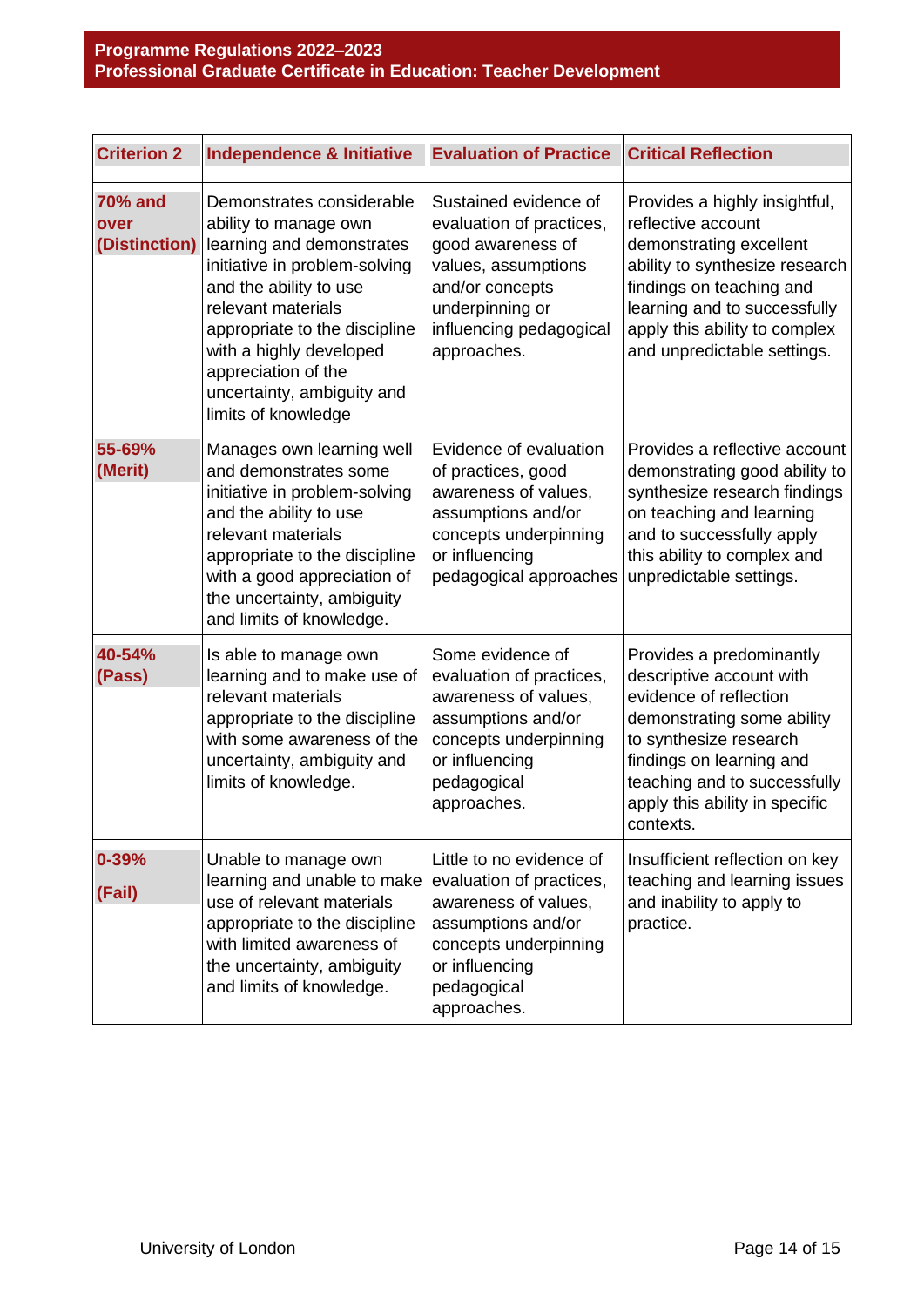| Criterion 2 | Independence & Initiative | Evaluation of Practice | Critical Reflection |
|---|---|---|---|
| **70% and over (Distinction)** | Demonstrates considerable ability to manage own learning and demonstrates initiative in problem-solving and the ability to use relevant materials appropriate to the discipline with a highly developed appreciation of the uncertainty, ambiguity and limits of knowledge | Sustained evidence of evaluation of practices, good awareness of values, assumptions and/or concepts underpinning or influencing pedagogical approaches. | Provides a highly insightful, reflective account demonstrating excellent ability to synthesize research findings on teaching and learning and to successfully apply this ability to complex and unpredictable settings. |
| **55-69% (Merit)** | Manages own learning well and demonstrates some initiative in problem-solving and the ability to use relevant materials appropriate to the discipline with a good appreciation of the uncertainty, ambiguity and limits of knowledge. | Evidence of evaluation of practices, good awareness of values, assumptions and/or concepts underpinning or influencing pedagogical approaches | Provides a reflective account demonstrating good ability to synthesize research findings on teaching and learning and to successfully apply this ability to complex and unpredictable settings. |
| **40-54% (Pass)** | Is able to manage own learning and to make use of relevant materials appropriate to the discipline with some awareness of the uncertainty, ambiguity and limits of knowledge. | Some evidence of evaluation of practices, awareness of values, assumptions and/or concepts underpinning or influencing pedagogical approaches. | Provides a predominantly descriptive account with evidence of reflection demonstrating some ability to synthesize research findings on learning and teaching and to successfully apply this ability in specific contexts. |
| **0-39% (Fail)** | Unable to manage own learning and unable to make use of relevant materials appropriate to the discipline with limited awareness of the uncertainty, ambiguity and limits of knowledge. | Little to no evidence of evaluation of practices, awareness of values, assumptions and/or concepts underpinning or influencing pedagogical approaches. | Insufficient reflection on key teaching and learning issues and inability to apply to practice. |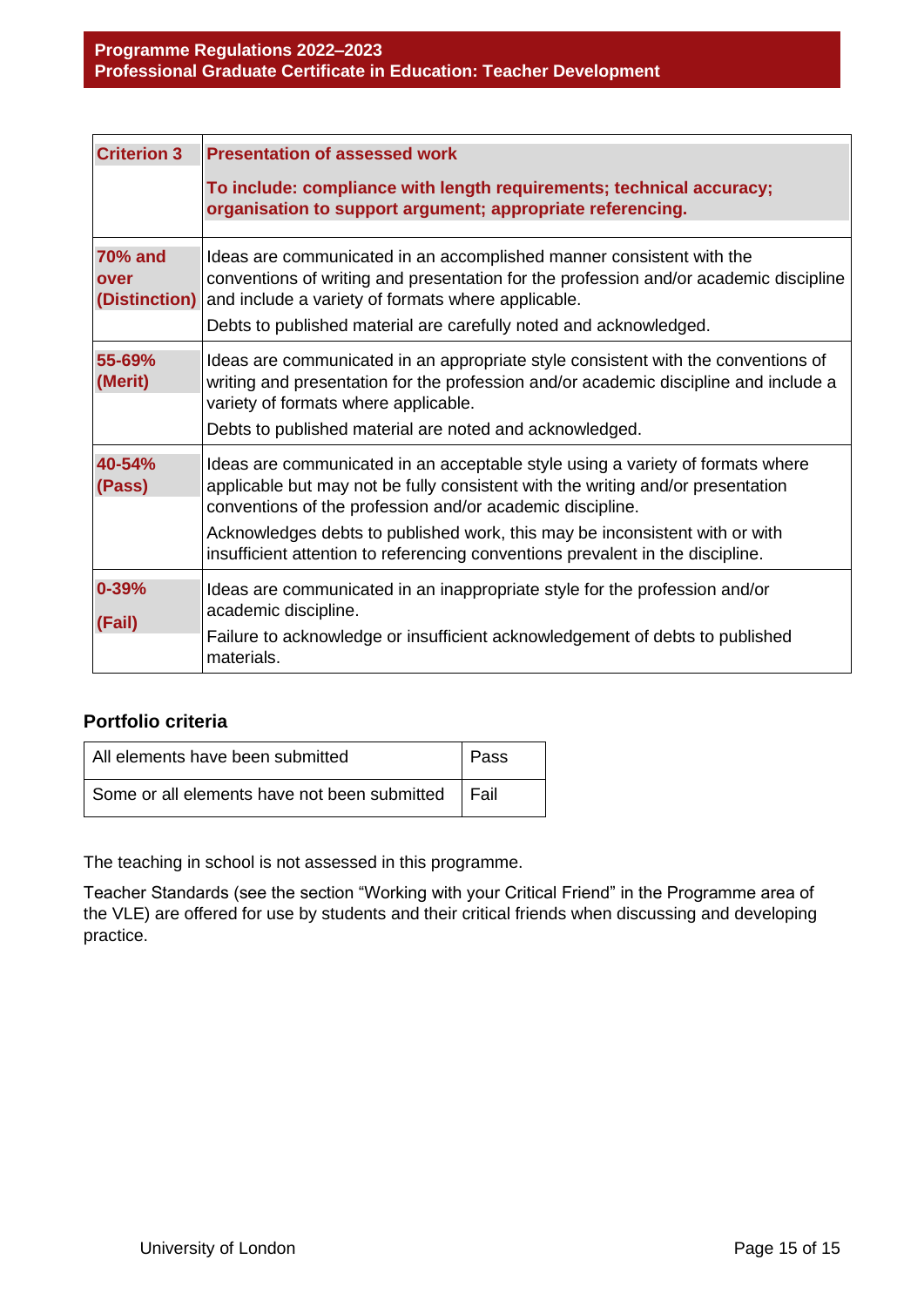| Criterion 3 | Presentation of assessed work<br><br>To include: compliance with length requirements; technical accuracy; organisation to support argument; appropriate referencing. |
|---|---|
| 70% and over (Distinction) | Ideas are communicated in an accomplished manner consistent with the conventions of writing and presentation for the profession and/or academic discipline and include a variety of formats where applicable.<br><br>Debts to published material are carefully noted and acknowledged. |
| 55-69% (Merit) | Ideas are communicated in an appropriate style consistent with the conventions of writing and presentation for the profession and/or academic discipline and include a variety of formats where applicable.<br><br>Debts to published material are noted and acknowledged. |
| 40-54% (Pass) | Ideas are communicated in an acceptable style using a variety of formats where applicable but may not be fully consistent with the writing and/or presentation conventions of the profession and/or academic discipline.<br><br>Acknowledges debts to published work, this may be inconsistent with or with insufficient attention to referencing conventions prevalent in the discipline. |
| 0-39% (Fail) | Ideas are communicated in an inappropriate style for the profession and/or academic discipline.<br><br>Failure to acknowledge or insufficient acknowledgement of debts to published materials. |

### Portfolio criteria

| | |
|---|---|
| All elements have been submitted | Pass |
| Some or all elements have not been submitted | Fail |

The teaching in school is not assessed in this programme.

Teacher Standards (see the section "Working with your Critical Friend" in the Programme area of the VLE) are offered for use by students and their critical friends when discussing and developing practice.